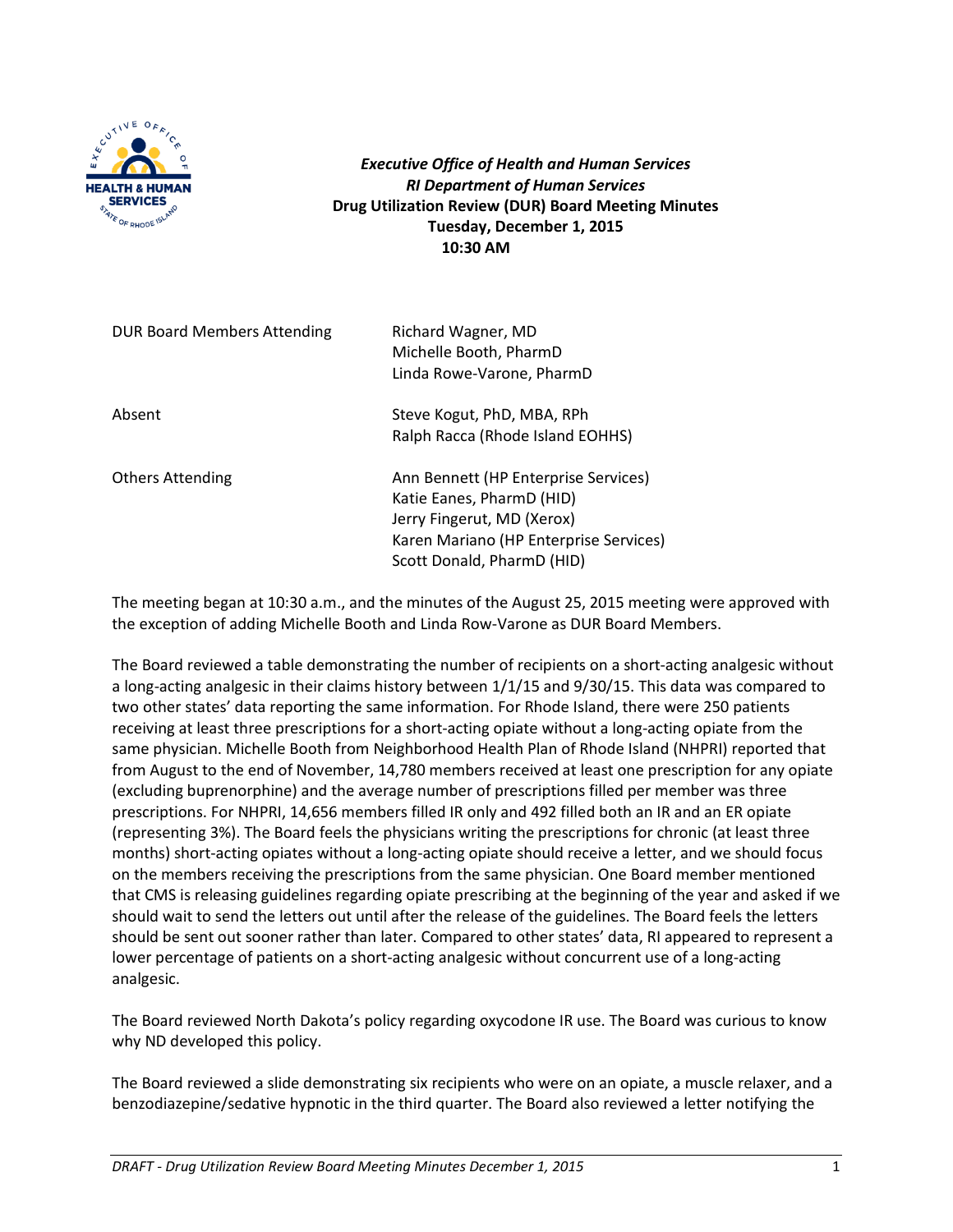***Executive Office of Health and Human Services***
***RI Department of Human Services***
**Drug Utilization Review (DUR) Board Meeting Minutes**
**Tuesday, December 1, 2015**
**10:30 AM**

| | |
|---|---|
| DUR Board Members Attending | Richard Wagner, MD<br>Michelle Booth, PharmD<br>Linda Rowe-Varone, PharmD |
| Absent | Steve Kogut, PhD, MBA, RPh<br>Ralph Racca (Rhode Island EOHHS) |
| Others Attending | Ann Bennett (HP Enterprise Services)<br>Katie Eanes, PharmD (HID)<br>Jerry Fingerut, MD (Xerox)<br>Karen Mariano (HP Enterprise Services)<br>Scott Donald, PharmD (HID) |

The meeting began at 10:30 a.m., and the minutes of the August 25, 2015 meeting were approved with the exception of adding Michelle Booth and Linda Row-Varone as DUR Board Members.

The Board reviewed a table demonstrating the number of recipients on a short-acting analgesic without a long-acting analgesic in their claims history between 1/1/15 and 9/30/15. This data was compared to two other states' data reporting the same information. For Rhode Island, there were 250 patients receiving at least three prescriptions for a short-acting opiate without a long-acting opiate from the same physician. Michelle Booth from Neighborhood Health Plan of Rhode Island (NHPRI) reported that from August to the end of November, 14,780 members received at least one prescription for any opiate (excluding buprenorphine) and the average number of prescriptions filled per member was three prescriptions. For NHPRI, 14,656 members filled IR only and 492 filled both an IR and an ER opiate (representing 3%). The Board feels the physicians writing the prescriptions for chronic (at least three months) short-acting opiates without a long-acting opiate should receive a letter, and we should focus on the members receiving the prescriptions from the same physician. One Board member mentioned that CMS is releasing guidelines regarding opiate prescribing at the beginning of the year and asked if we should wait to send the letters out until after the release of the guidelines. The Board feels the letters should be sent out sooner rather than later. Compared to other states' data, RI appeared to represent a lower percentage of patients on a short-acting analgesic without concurrent use of a long-acting analgesic.

The Board reviewed North Dakota's policy regarding oxycodone IR use. The Board was curious to know why ND developed this policy.

The Board reviewed a slide demonstrating six recipients who were on an opiate, a muscle relaxer, and a benzodiazepine/sedative hypnotic in the third quarter. The Board also reviewed a letter notifying the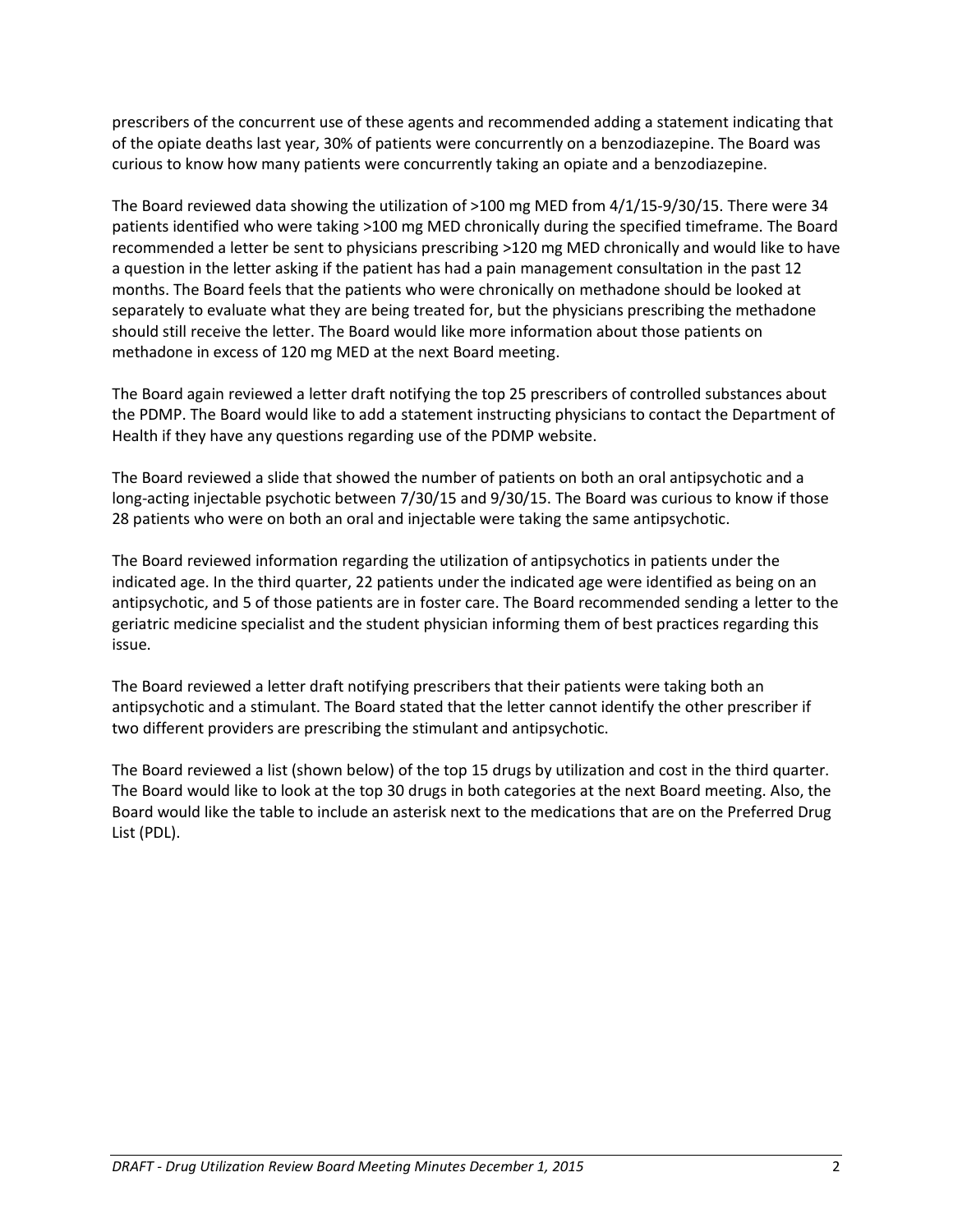prescribers of the concurrent use of these agents and recommended adding a statement indicating that of the opiate deaths last year, 30% of patients were concurrently on a benzodiazepine. The Board was curious to know how many patients were concurrently taking an opiate and a benzodiazepine.

The Board reviewed data showing the utilization of >100 mg MED from 4/1/15-9/30/15. There were 34 patients identified who were taking >100 mg MED chronically during the specified timeframe. The Board recommended a letter be sent to physicians prescribing >120 mg MED chronically and would like to have a question in the letter asking if the patient has had a pain management consultation in the past 12 months. The Board feels that the patients who were chronically on methadone should be looked at separately to evaluate what they are being treated for, but the physicians prescribing the methadone should still receive the letter. The Board would like more information about those patients on methadone in excess of 120 mg MED at the next Board meeting.

The Board again reviewed a letter draft notifying the top 25 prescribers of controlled substances about the PDMP. The Board would like to add a statement instructing physicians to contact the Department of Health if they have any questions regarding use of the PDMP website.

The Board reviewed a slide that showed the number of patients on both an oral antipsychotic and a long-acting injectable psychotic between 7/30/15 and 9/30/15. The Board was curious to know if those 28 patients who were on both an oral and injectable were taking the same antipsychotic.

The Board reviewed information regarding the utilization of antipsychotics in patients under the indicated age. In the third quarter, 22 patients under the indicated age were identified as being on an antipsychotic, and 5 of those patients are in foster care. The Board recommended sending a letter to the geriatric medicine specialist and the student physician informing them of best practices regarding this issue.

The Board reviewed a letter draft notifying prescribers that their patients were taking both an antipsychotic and a stimulant. The Board stated that the letter cannot identify the other prescriber if two different providers are prescribing the stimulant and antipsychotic.

The Board reviewed a list (shown below) of the top 15 drugs by utilization and cost in the third quarter. The Board would like to look at the top 30 drugs in both categories at the next Board meeting. Also, the Board would like the table to include an asterisk next to the medications that are on the Preferred Drug List (PDL).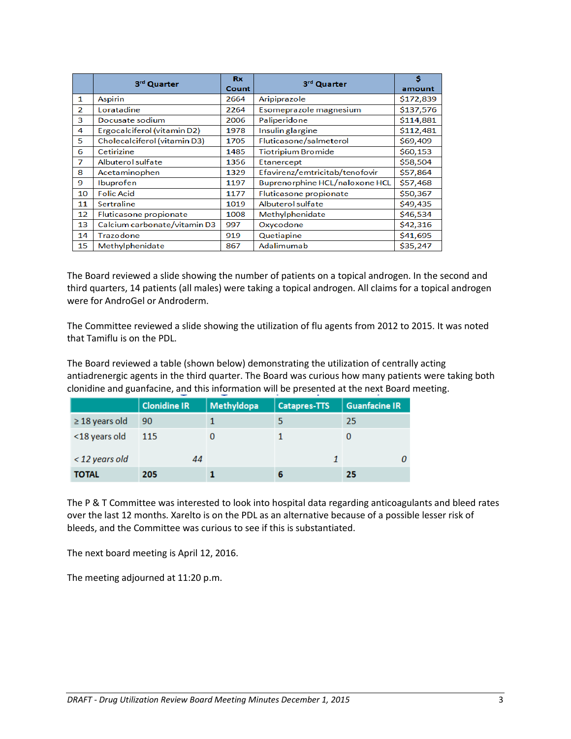|  | 3rd Quarter | Rx Count | 3rd Quarter | $ amount |
|---|---|---|---|---|
| 1 | Aspirin | 2664 | Aripiprazole | $172,839 |
| 2 | Loratadine | 2264 | Esomeprazole magnesium | $137,576 |
| 3 | Docusate sodium | 2006 | Paliperidone | $114,881 |
| 4 | Ergocalciferol (vitamin D2) | 1978 | Insulin glargine | $112,481 |
| 5 | Cholecalciferol (vitamin D3) | 1705 | Fluticasone/salmeterol | $69,409 |
| 6 | Cetirizine | 1485 | Tiotripium Bromide | $60,153 |
| 7 | Albuterol sulfate | 1356 | Etanercept | $58,504 |
| 8 | Acetaminophen | 1329 | Efavirenz/emtricitab/tenofovir | $57,864 |
| 9 | Ibuprofen | 1197 | Buprenorphine HCL/naloxone HCL | $57,468 |
| 10 | Folic Acid | 1177 | Fluticasone propionate | $50,367 |
| 11 | Sertraline | 1019 | Albuterol sulfate | $49,435 |
| 12 | Fluticasone propionate | 1008 | Methylphenidate | $46,534 |
| 13 | Calcium carbonate/vitamin D3 | 997 | Oxycodone | $42,316 |
| 14 | Trazodone | 919 | Quetiapine | $41,695 |
| 15 | Methylphenidate | 867 | Adalimumab | $35,247 |

The Board reviewed a slide showing the number of patients on a topical androgen. In the second and third quarters, 14 patients (all males) were taking a topical androgen. All claims for a topical androgen were for AndroGel or Androderm.

The Committee reviewed a slide showing the utilization of flu agents from 2012 to 2015. It was noted that Tamiflu is on the PDL.

The Board reviewed a table (shown below) demonstrating the utilization of centrally acting antiadrenergic agents in the third quarter. The Board was curious how many patients were taking both clonidine and guanfacine, and this information will be presented at the next Board meeting.

|  | Clonidine IR | Methyldopa | Catapres-TTS | Guanfacine IR |
|---|---|---|---|---|
| ≥ 18 years old | 90 | 1 | 5 | 25 |
| <18 years old | 115 | 0 | 1 | 0 |
| *< 12 years old* | *44* |  | *1* | *0* |
| **TOTAL** | **205** | **1** | **6** | **25** |

The P & T Committee was interested to look into hospital data regarding anticoagulants and bleed rates over the last 12 months. Xarelto is on the PDL as an alternative because of a possible lesser risk of bleeds, and the Committee was curious to see if this is substantiated.

The next board meeting is April 12, 2016.

The meeting adjourned at 11:20 p.m.

*DRAFT - Drug Utilization Review Board Meeting Minutes December 1, 2015*